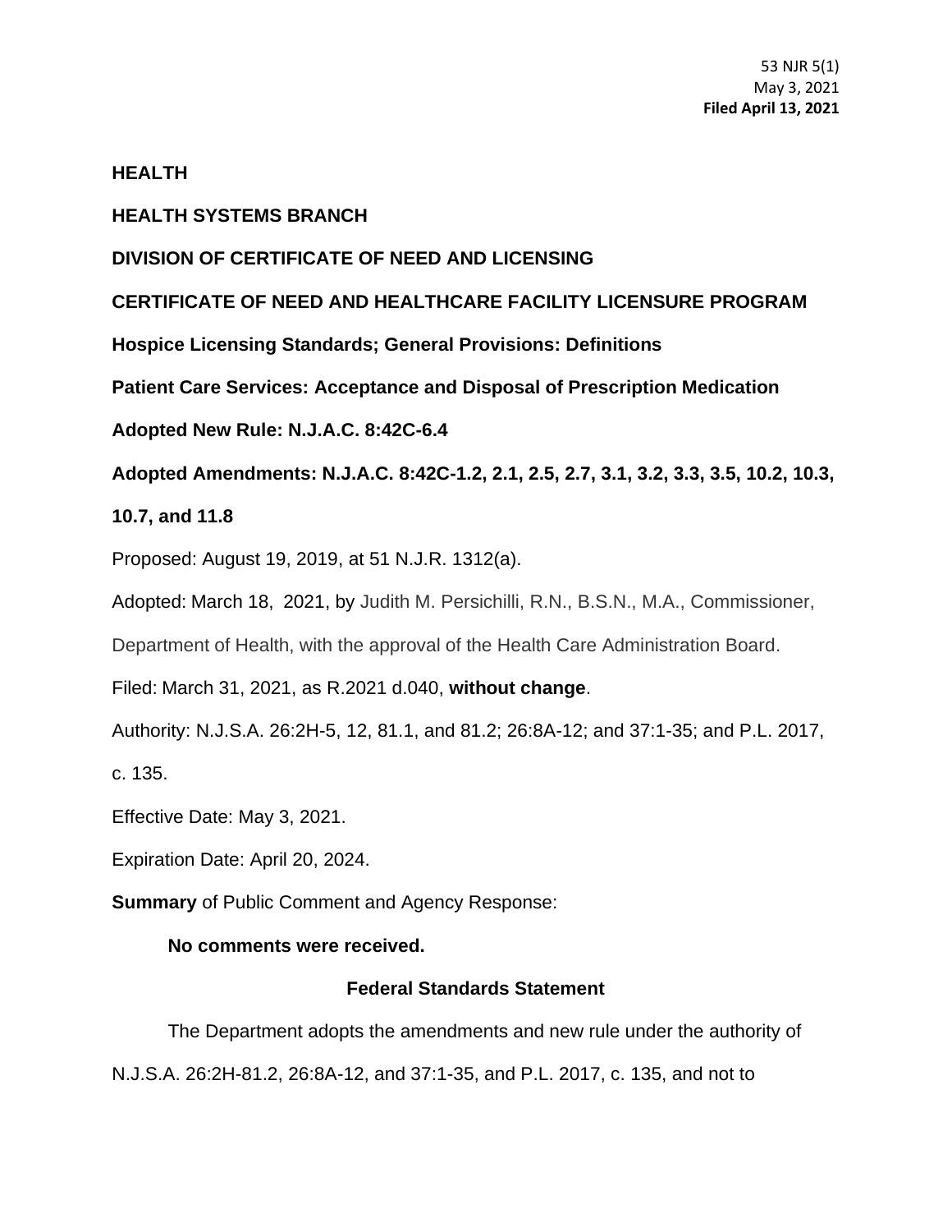53 NJR 5(1)
May 3, 2021
**Filed April 13, 2021**

**HEALTH**

**HEALTH SYSTEMS BRANCH**

**DIVISION OF CERTIFICATE OF NEED AND LICENSING**

**CERTIFICATE OF NEED AND HEALTHCARE FACILITY LICENSURE PROGRAM**

**Hospice Licensing Standards; General Provisions: Definitions**

**Patient Care Services: Acceptance and Disposal of Prescription Medication**

**Adopted New Rule: N.J.A.C. 8:42C-6.4**

**Adopted Amendments: N.J.A.C. 8:42C-1.2, 2.1, 2.5, 2.7, 3.1, 3.2, 3.3, 3.5, 10.2, 10.3, 10.7, and 11.8**

Proposed: August 19, 2019, at 51 N.J.R. 1312(a).

Adopted: March 18, 2021, by Judith M. Persichilli, R.N., B.S.N., M.A., Commissioner, Department of Health, with the approval of the Health Care Administration Board.

Filed: March 31, 2021, as R.2021 d.040, **without change**.

Authority: N.J.S.A. 26:2H-5, 12, 81.1, and 81.2; 26:8A-12; and 37:1-35; and P.L. 2017, c. 135.

Effective Date: May 3, 2021.

Expiration Date: April 20, 2024.

**Summary** of Public Comment and Agency Response:

**No comments were received.**

**Federal Standards Statement**

The Department adopts the amendments and new rule under the authority of N.J.S.A. 26:2H-81.2, 26:8A-12, and 37:1-35, and P.L. 2017, c. 135, and not to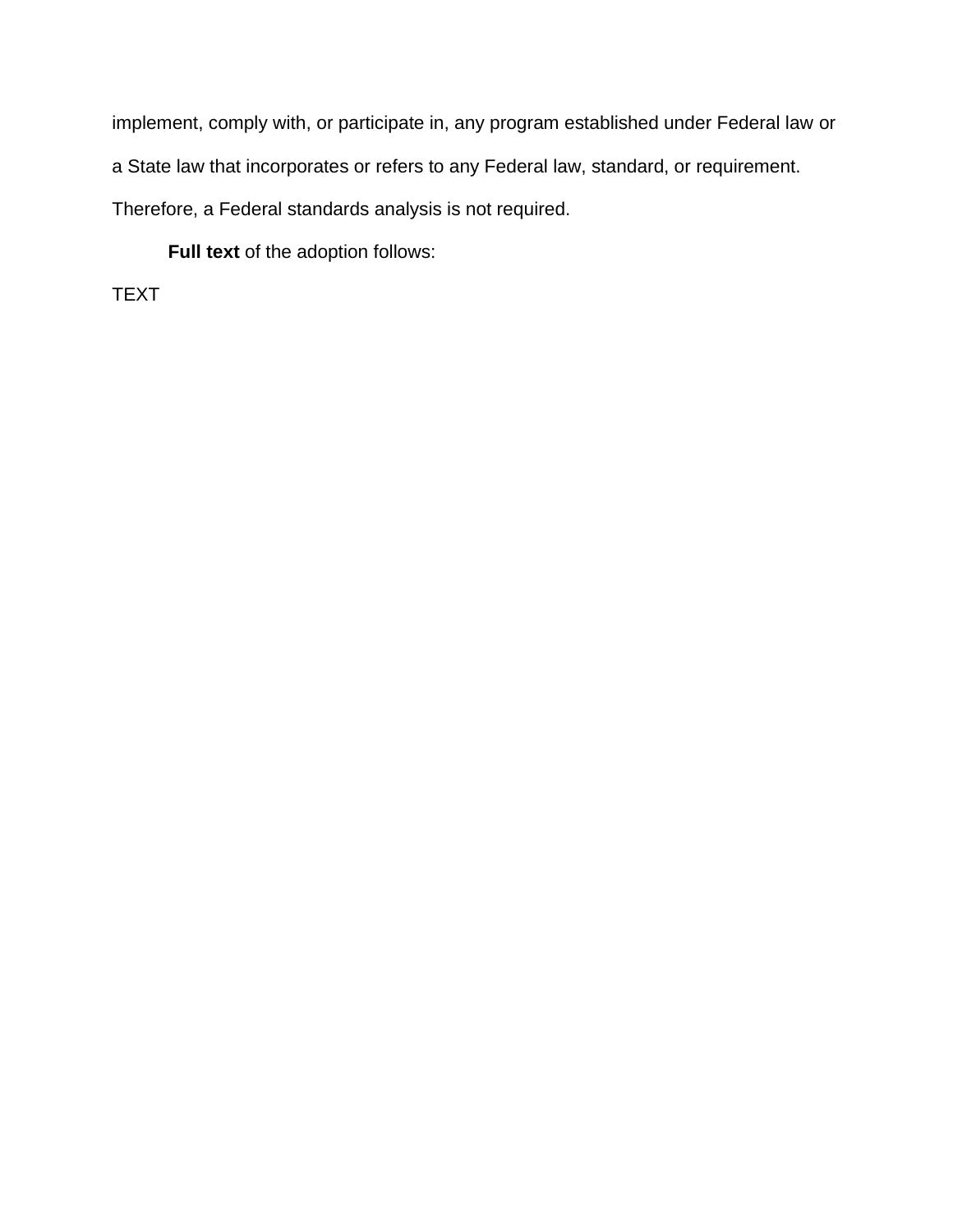implement, comply with, or participate in, any program established under Federal law or a State law that incorporates or refers to any Federal law, standard, or requirement. Therefore, a Federal standards analysis is not required.

**Full text** of the adoption follows:

TEXT